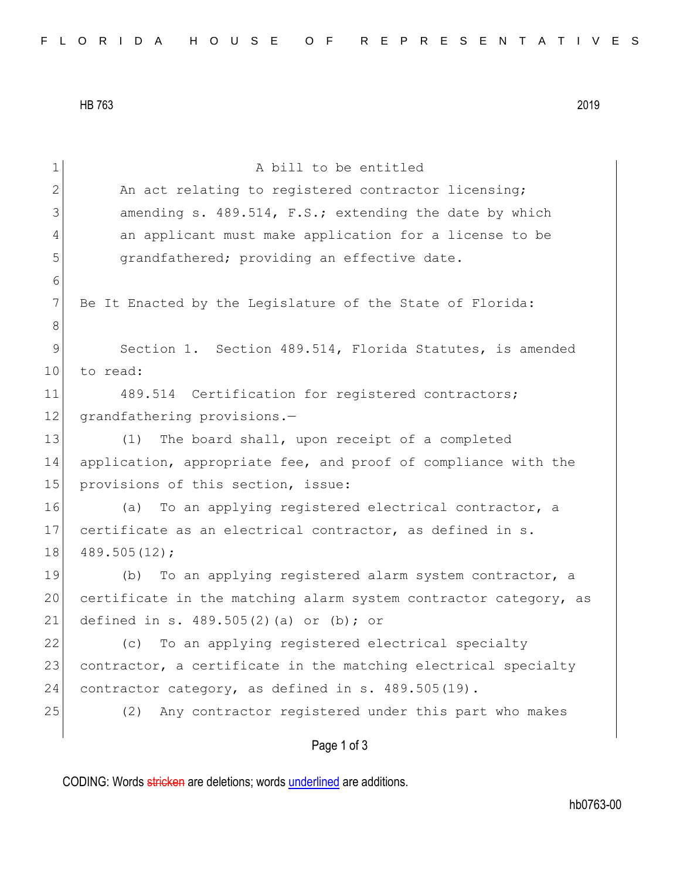HB 763 2019

A bill to be entitled

An act relating to registered contractor licensing; amending s. 489.514, F.S.; extending the date by which an applicant must make application for a license to be grandfathered; providing an effective date.

Be It Enacted by the Legislature of the State of Florida:

Section 1. Section 489.514, Florida Statutes, is amended to read:

489.514 Certification for registered contractors; grandfathering provisions.—

(1) The board shall, upon receipt of a completed application, appropriate fee, and proof of compliance with the provisions of this section, issue:

(a) To an applying registered electrical contractor, a certificate as an electrical contractor, as defined in s. 489.505(12);

(b) To an applying registered alarm system contractor, a certificate in the matching alarm system contractor category, as defined in s. 489.505(2)(a) or (b); or

(c) To an applying registered electrical specialty contractor, a certificate in the matching electrical specialty contractor category, as defined in s. 489.505(19).

(2) Any contractor registered under this part who makes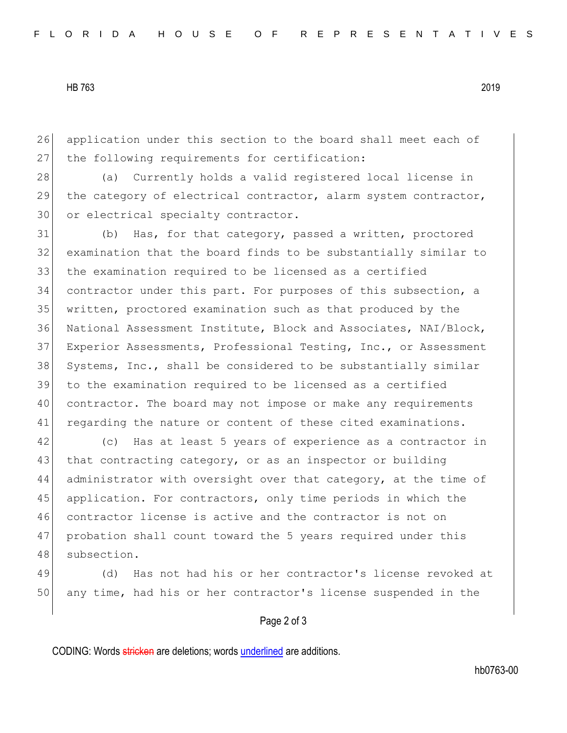application under this section to the board shall meet each of the following requirements for certification:

(a) Currently holds a valid registered local license in the category of electrical contractor, alarm system contractor, or electrical specialty contractor.

(b) Has, for that category, passed a written, proctored examination that the board finds to be substantially similar to the examination required to be licensed as a certified contractor under this part. For purposes of this subsection, a written, proctored examination such as that produced by the National Assessment Institute, Block and Associates, NAI/Block, Experior Assessments, Professional Testing, Inc., or Assessment Systems, Inc., shall be considered to be substantially similar to the examination required to be licensed as a certified contractor. The board may not impose or make any requirements regarding the nature or content of these cited examinations.

(c) Has at least 5 years of experience as a contractor in that contracting category, or as an inspector or building administrator with oversight over that category, at the time of application. For contractors, only time periods in which the contractor license is active and the contractor is not on probation shall count toward the 5 years required under this subsection.

(d) Has not had his or her contractor's license revoked at any time, had his or her contractor's license suspended in the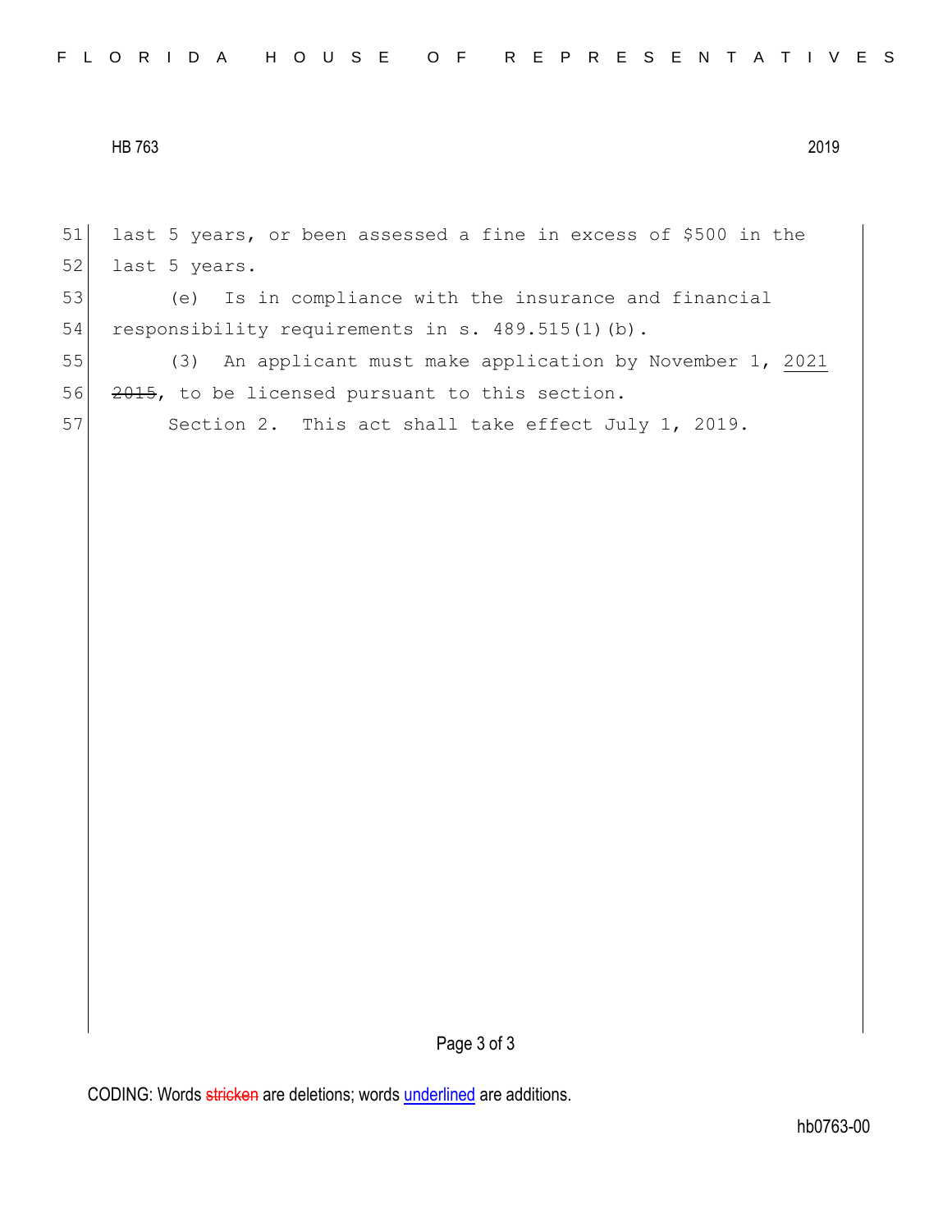51 last 5 years, or been assessed a fine in excess of $500 in the
52 last 5 years.

53 (e) Is in compliance with the insurance and financial
54 responsibility requirements in s. 489.515(1)(b).

55 (3) An applicant must make application by November 1, 2021
56 ~~2015~~, to be licensed pursuant to this section.

57 Section 2. This act shall take effect July 1, 2019.

CODING: Words ~~stricken~~ are deletions; words underlined are additions.